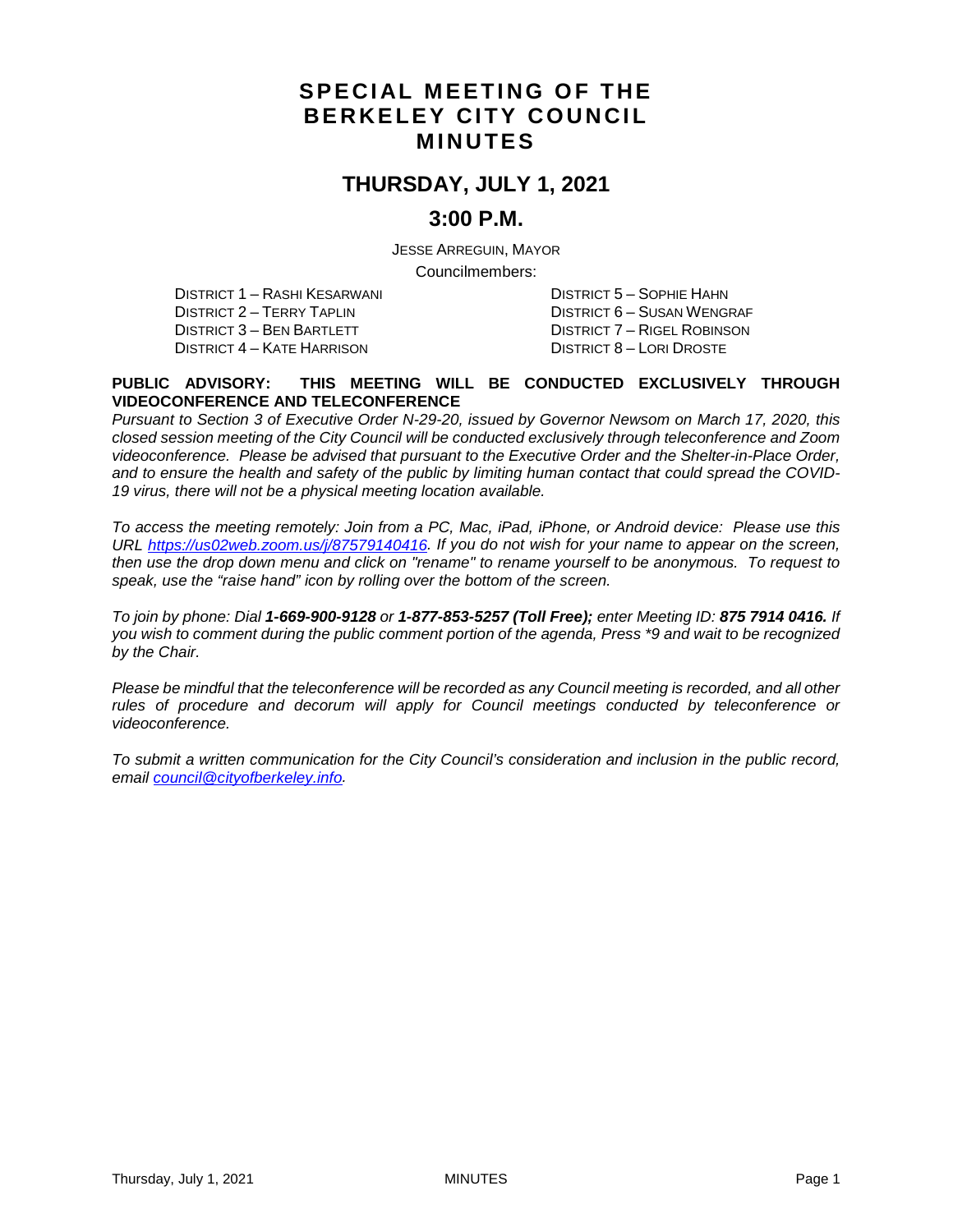# SPECIAL MEETING OF THE BERKELEY CITY COUNCIL MINUTES

## THURSDAY, JULY 1, 2021

## 3:00 P.M.

JESSE ARREGUIN, MAYOR

Councilmembers:

DISTRICT 1 – RASHI KESARWANI
DISTRICT 2 – TERRY TAPLIN
DISTRICT 3 – BEN BARTLETT
DISTRICT 4 – KATE HARRISON
DISTRICT 5 – SOPHIE HAHN
DISTRICT 6 – SUSAN WENGRAF
DISTRICT 7 – RIGEL ROBINSON
DISTRICT 8 – LORI DROSTE

**PUBLIC ADVISORY: THIS MEETING WILL BE CONDUCTED EXCLUSIVELY THROUGH VIDEOCONFERENCE AND TELECONFERENCE**

*Pursuant to Section 3 of Executive Order N-29-20, issued by Governor Newsom on March 17, 2020, this closed session meeting of the City Council will be conducted exclusively through teleconference and Zoom videoconference. Please be advised that pursuant to the Executive Order and the Shelter-in-Place Order, and to ensure the health and safety of the public by limiting human contact that could spread the COVID-19 virus, there will not be a physical meeting location available.*

*To access the meeting remotely: Join from a PC, Mac, iPad, iPhone, or Android device: Please use this URL https://us02web.zoom.us/j/87579140416. If you do not wish for your name to appear on the screen, then use the drop down menu and click on "rename" to rename yourself to be anonymous. To request to speak, use the "raise hand" icon by rolling over the bottom of the screen.*

*To join by phone: Dial **1-669-900-9128** or **1-877-853-5257 (Toll Free);** enter Meeting ID: **875 7914 0416.** If you wish to comment during the public comment portion of the agenda, Press \*9 and wait to be recognized by the Chair.*

*Please be mindful that the teleconference will be recorded as any Council meeting is recorded, and all other rules of procedure and decorum will apply for Council meetings conducted by teleconference or videoconference.*

*To submit a written communication for the City Council's consideration and inclusion in the public record, email council@cityofberkeley.info.*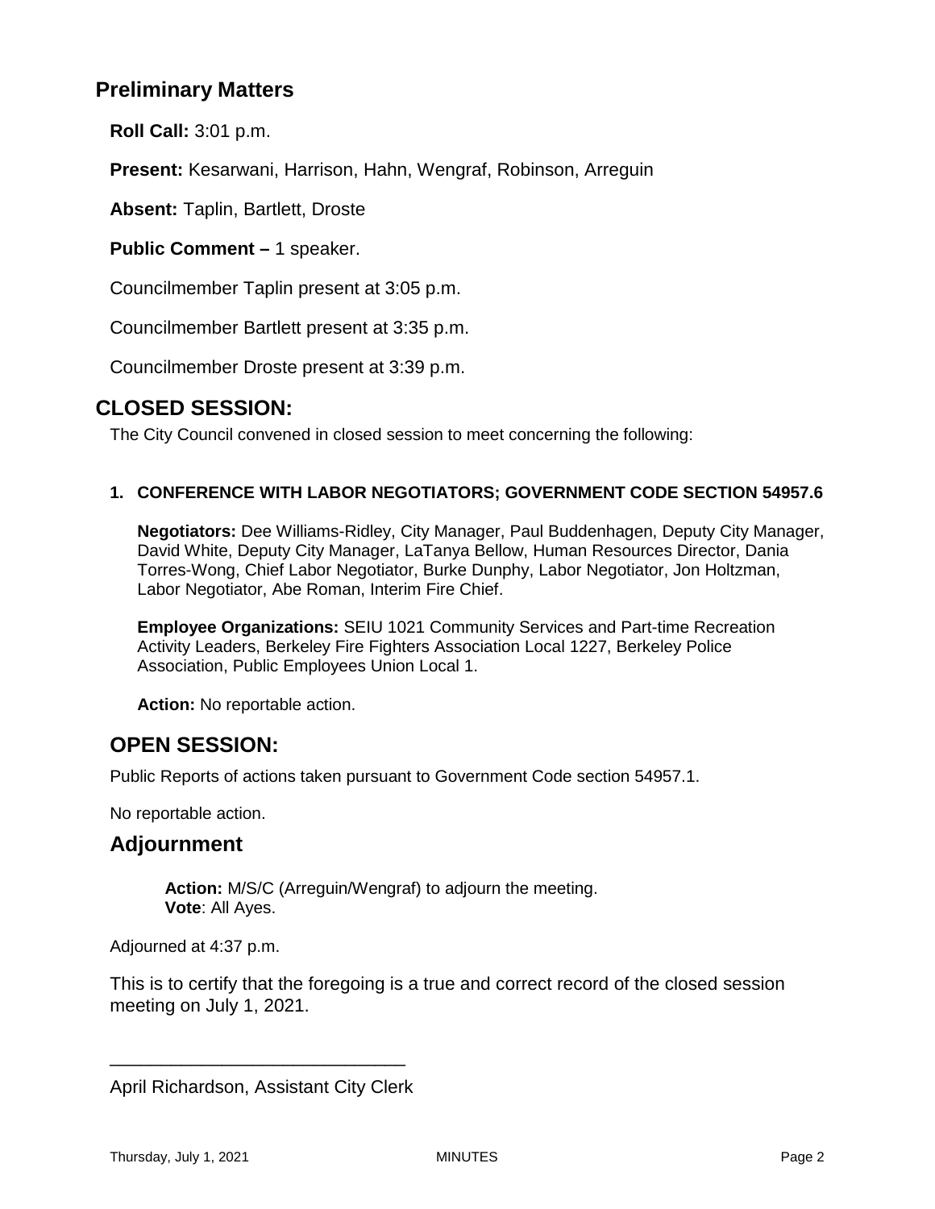## Preliminary Matters

**Roll Call:** 3:01 p.m.

**Present:** Kesarwani, Harrison, Hahn, Wengraf, Robinson, Arreguin

**Absent:** Taplin, Bartlett, Droste

**Public Comment –** 1 speaker.

Councilmember Taplin present at 3:05 p.m.

Councilmember Bartlett present at 3:35 p.m.

Councilmember Droste present at 3:39 p.m.

## CLOSED SESSION:

The City Council convened in closed session to meet concerning the following:

**1. CONFERENCE WITH LABOR NEGOTIATORS; GOVERNMENT CODE SECTION 54957.6**

**Negotiators:** Dee Williams-Ridley, City Manager, Paul Buddenhagen, Deputy City Manager, David White, Deputy City Manager, LaTanya Bellow, Human Resources Director, Dania Torres-Wong, Chief Labor Negotiator, Burke Dunphy, Labor Negotiator, Jon Holtzman, Labor Negotiator, Abe Roman, Interim Fire Chief.

**Employee Organizations:** SEIU 1021 Community Services and Part-time Recreation Activity Leaders, Berkeley Fire Fighters Association Local 1227, Berkeley Police Association, Public Employees Union Local 1.

**Action:** No reportable action.

## OPEN SESSION:

Public Reports of actions taken pursuant to Government Code section 54957.1.

No reportable action.

## Adjournment

**Action:** M/S/C (Arreguin/Wengraf) to adjourn the meeting.
**Vote**: All Ayes.

Adjourned at 4:37 p.m.

This is to certify that the foregoing is a true and correct record of the closed session meeting on July 1, 2021.

______________________________

April Richardson, Assistant City Clerk